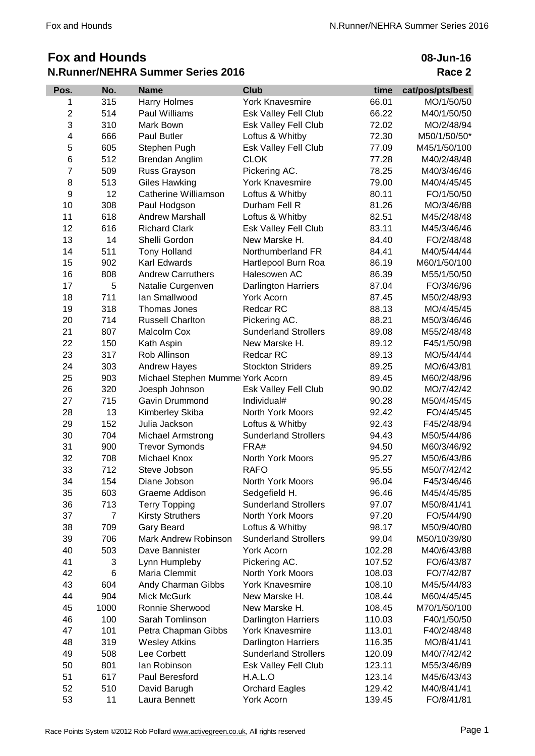# Fox and Hounds

## N.Runner/NEHRA Summer Series 2016

**08-Jun-16**

**Race 2**

| Pos. | No. | Name | Club | time | cat/pos/pts/best |
|---|---|---|---|---|---|
| 1 | 315 | Harry Holmes | York Knavesmire | 66.01 | MO/1/50/50 |
| 2 | 514 | Paul Williams | Esk Valley Fell Club | 66.22 | M40/1/50/50 |
| 3 | 310 | Mark Bown | Esk Valley Fell Club | 72.02 | MO/2/48/94 |
| 4 | 666 | Paul Butler | Loftus & Whitby | 72.30 | M50/1/50/50* |
| 5 | 605 | Stephen Pugh | Esk Valley Fell Club | 77.09 | M45/1/50/100 |
| 6 | 512 | Brendan Anglim | CLOK | 77.28 | M40/2/48/48 |
| 7 | 509 | Russ Grayson | Pickering AC. | 78.25 | M40/3/46/46 |
| 8 | 513 | Giles Hawking | York Knavesmire | 79.00 | M40/4/45/45 |
| 9 | 12 | Catherine Williamson | Loftus & Whitby | 80.11 | FO/1/50/50 |
| 10 | 308 | Paul Hodgson | Durham Fell R | 81.26 | MO/3/46/88 |
| 11 | 618 | Andrew Marshall | Loftus & Whitby | 82.51 | M45/2/48/48 |
| 12 | 616 | Richard Clark | Esk Valley Fell Club | 83.11 | M45/3/46/46 |
| 13 | 14 | Shelli Gordon | New Marske H. | 84.40 | FO/2/48/48 |
| 14 | 511 | Tony Holland | Northumberland FR | 84.41 | M40/5/44/44 |
| 15 | 902 | Karl Edwards | Hartlepool Burn Roa | 86.19 | M60/1/50/100 |
| 16 | 808 | Andrew Carruthers | Halesowen AC | 86.39 | M55/1/50/50 |
| 17 | 5 | Natalie Curgenven | Darlington Harriers | 87.04 | FO/3/46/96 |
| 18 | 711 | Ian Smallwood | York Acorn | 87.45 | M50/2/48/93 |
| 19 | 318 | Thomas Jones | Redcar RC | 88.13 | MO/4/45/45 |
| 20 | 714 | Russell Charlton | Pickering AC. | 88.21 | M50/3/46/46 |
| 21 | 807 | Malcolm Cox | Sunderland Strollers | 89.08 | M55/2/48/48 |
| 22 | 150 | Kath Aspin | New Marske H. | 89.12 | F45/1/50/98 |
| 23 | 317 | Rob Allinson | Redcar RC | 89.13 | MO/5/44/44 |
| 24 | 303 | Andrew Hayes | Stockton Striders | 89.25 | MO/6/43/81 |
| 25 | 903 | Michael Stephen Mumme | York Acorn | 89.45 | M60/2/48/96 |
| 26 | 320 | Joesph Johnson | Esk Valley Fell Club | 90.02 | MO/7/42/42 |
| 27 | 715 | Gavin Drummond | Individual# | 90.28 | M50/4/45/45 |
| 28 | 13 | Kimberley Skiba | North York Moors | 92.42 | FO/4/45/45 |
| 29 | 152 | Julia Jackson | Loftus & Whitby | 92.43 | F45/2/48/94 |
| 30 | 704 | Michael Armstrong | Sunderland Strollers | 94.43 | M50/5/44/86 |
| 31 | 900 | Trevor Symonds | FRA# | 94.50 | M60/3/46/92 |
| 32 | 708 | Michael Knox | North York Moors | 95.27 | M50/6/43/86 |
| 33 | 712 | Steve Jobson | RAFO | 95.55 | M50/7/42/42 |
| 34 | 154 | Diane Jobson | North York Moors | 96.04 | F45/3/46/46 |
| 35 | 603 | Graeme Addison | Sedgefield H. | 96.46 | M45/4/45/85 |
| 36 | 713 | Terry Topping | Sunderland Strollers | 97.07 | M50/8/41/41 |
| 37 | 7 | Kirsty Struthers | North York Moors | 97.20 | FO/5/44/90 |
| 38 | 709 | Gary Beard | Loftus & Whitby | 98.17 | M50/9/40/80 |
| 39 | 706 | Mark Andrew Robinson | Sunderland Strollers | 99.04 | M50/10/39/80 |
| 40 | 503 | Dave Bannister | York Acorn | 102.28 | M40/6/43/88 |
| 41 | 3 | Lynn Humpleby | Pickering AC. | 107.52 | FO/6/43/87 |
| 42 | 6 | Maria Clemmit | North York Moors | 108.03 | FO/7/42/87 |
| 43 | 604 | Andy Charman Gibbs | York Knavesmire | 108.10 | M45/5/44/83 |
| 44 | 904 | Mick McGurk | New Marske H. | 108.44 | M60/4/45/45 |
| 45 | 1000 | Ronnie Sherwood | New Marske H. | 108.45 | M70/1/50/100 |
| 46 | 100 | Sarah Tomlinson | Darlington Harriers | 110.03 | F40/1/50/50 |
| 47 | 101 | Petra Chapman Gibbs | York Knavesmire | 113.01 | F40/2/48/48 |
| 48 | 319 | Wesley Atkins | Darlington Harriers | 116.35 | MO/8/41/41 |
| 49 | 508 | Lee Corbett | Sunderland Strollers | 120.09 | M40/7/42/42 |
| 50 | 801 | Ian Robinson | Esk Valley Fell Club | 123.11 | M55/3/46/89 |
| 51 | 617 | Paul Beresford | H.A.L.O | 123.14 | M45/6/43/43 |
| 52 | 510 | David Barugh | Orchard Eagles | 129.42 | M40/8/41/41 |
| 53 | 11 | Laura Bennett | York Acorn | 139.45 | FO/8/41/81 |

Race Points System ©2012 Rob Pollard www.activegreen.co.uk, All rights reserved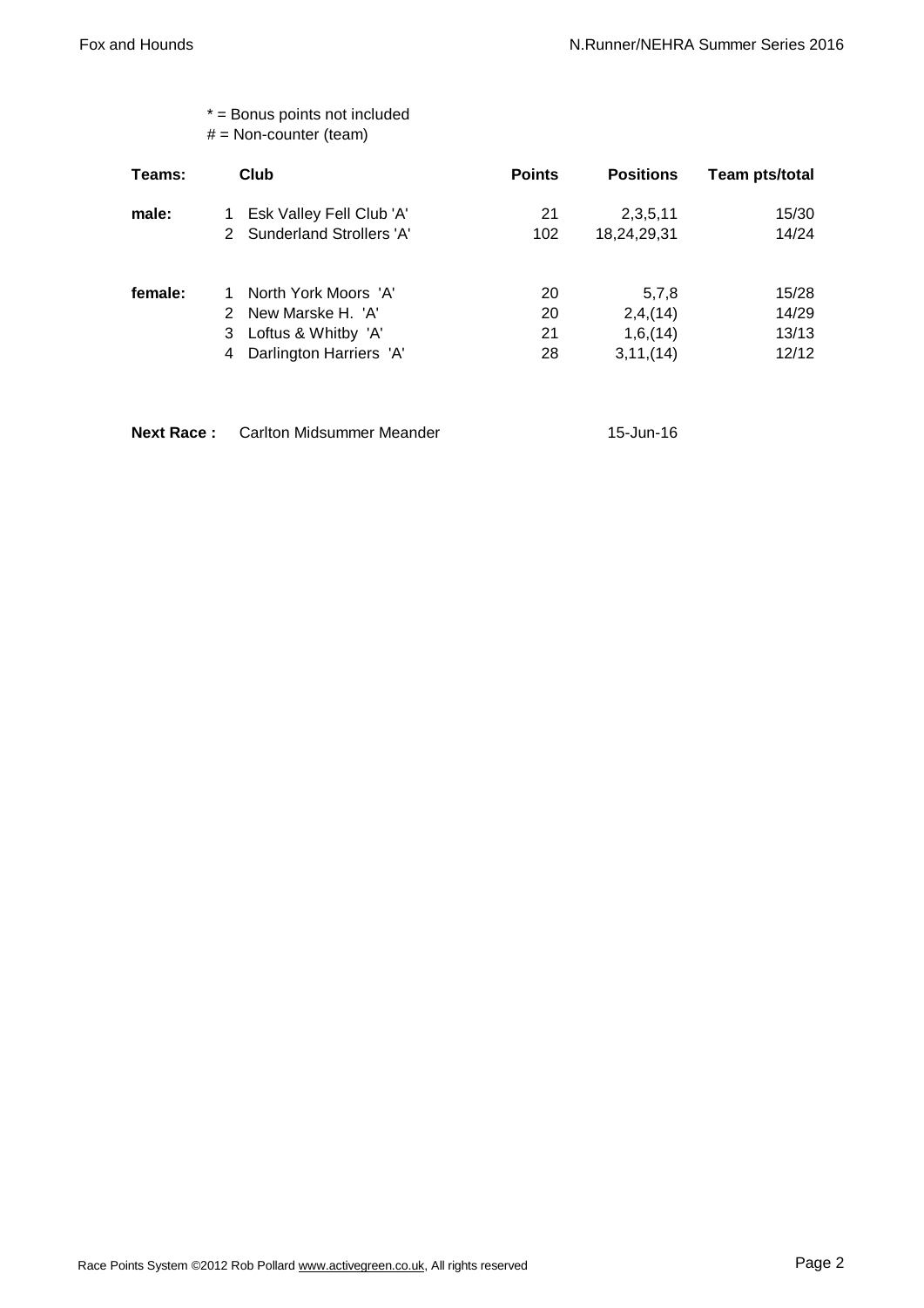\* = Bonus points not included
\# = Non-counter (team)

| Teams: | | Club | Points | Positions | Team pts/total |
|---|---|---|---|---|---|
| male: | 1 | Esk Valley Fell Club 'A' | 21 | 2,3,5,11 | 15/30 |
| | 2 | Sunderland Strollers 'A' | 102 | 18,24,29,31 | 14/24 |
| female: | 1 | North York Moors 'A' | 20 | 5,7,8 | 15/28 |
| | 2 | New Marske H. 'A' | 20 | 2,4,(14) | 14/29 |
| | 3 | Loftus & Whitby 'A' | 21 | 1,6,(14) | 13/13 |
| | 4 | Darlington Harriers 'A' | 28 | 3,11,(14) | 12/12 |

**Next Race :** Carlton Midsummer Meander 15-Jun-16

Race Points System ©2012 Rob Pollard www.activegreen.co.uk, All rights reserved